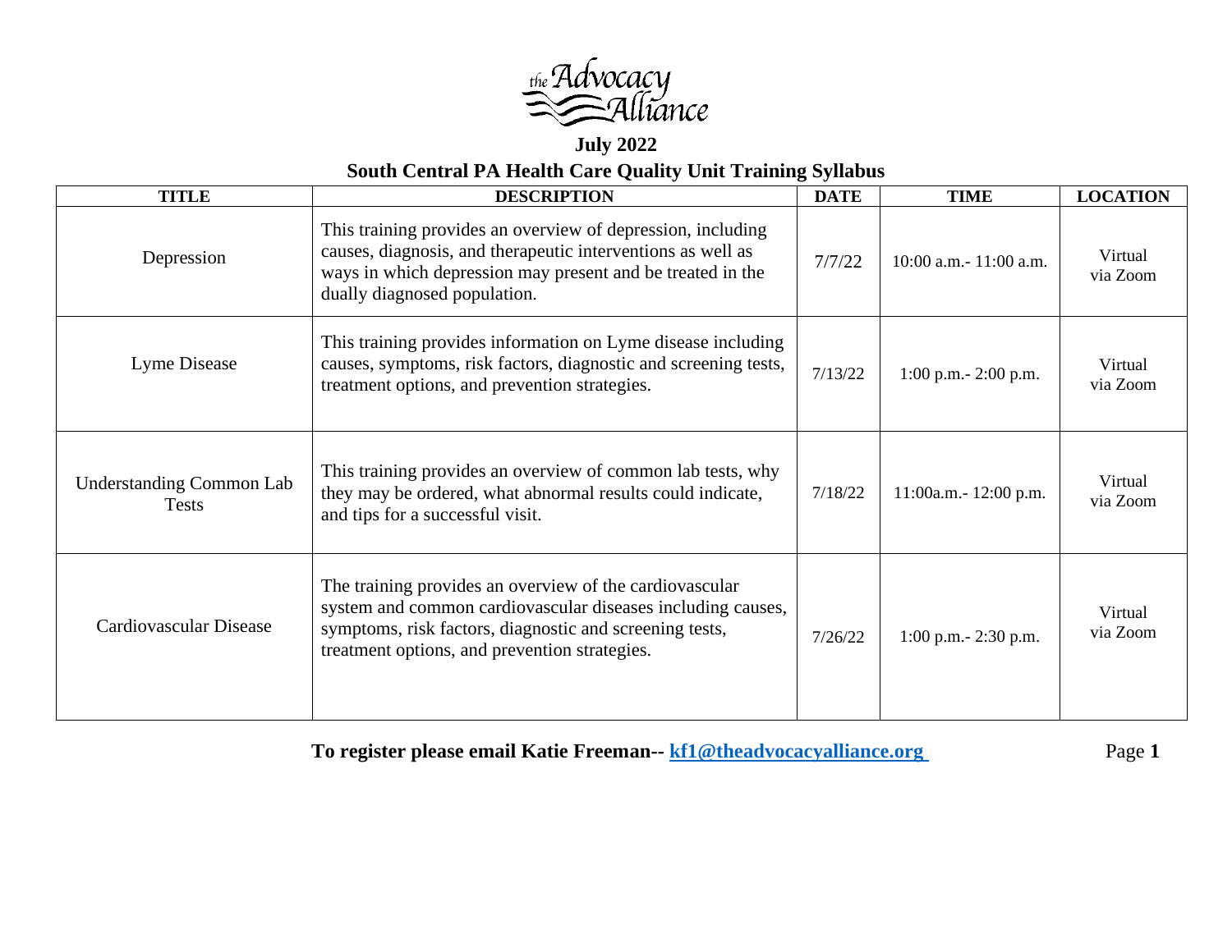the Advocacy Alliance

**July 2022**

**South Central PA Health Care Quality Unit Training Syllabus**

| TITLE | DESCRIPTION | DATE | TIME | LOCATION |
|---|---|---|---|---|
| Depression | This training provides an overview of depression, including causes, diagnosis, and therapeutic interventions as well as ways in which depression may present and be treated in the dually diagnosed population. | 7/7/22 | 10:00 a.m.- 11:00 a.m. | Virtual via Zoom |
| Lyme Disease | This training provides information on Lyme disease including causes, symptoms, risk factors, diagnostic and screening tests, treatment options, and prevention strategies. | 7/13/22 | 1:00 p.m.- 2:00 p.m. | Virtual via Zoom |
| Understanding Common Lab Tests | This training provides an overview of common lab tests, why they may be ordered, what abnormal results could indicate, and tips for a successful visit. | 7/18/22 | 11:00a.m.- 12:00 p.m. | Virtual via Zoom |
| Cardiovascular Disease | The training provides an overview of the cardiovascular system and common cardiovascular diseases including causes, symptoms, risk factors, diagnostic and screening tests, treatment options, and prevention strategies. | 7/26/22 | 1:00 p.m.- 2:30 p.m. | Virtual via Zoom |

**To register please email Katie Freeman-- kf1@theadvocacyalliance.org**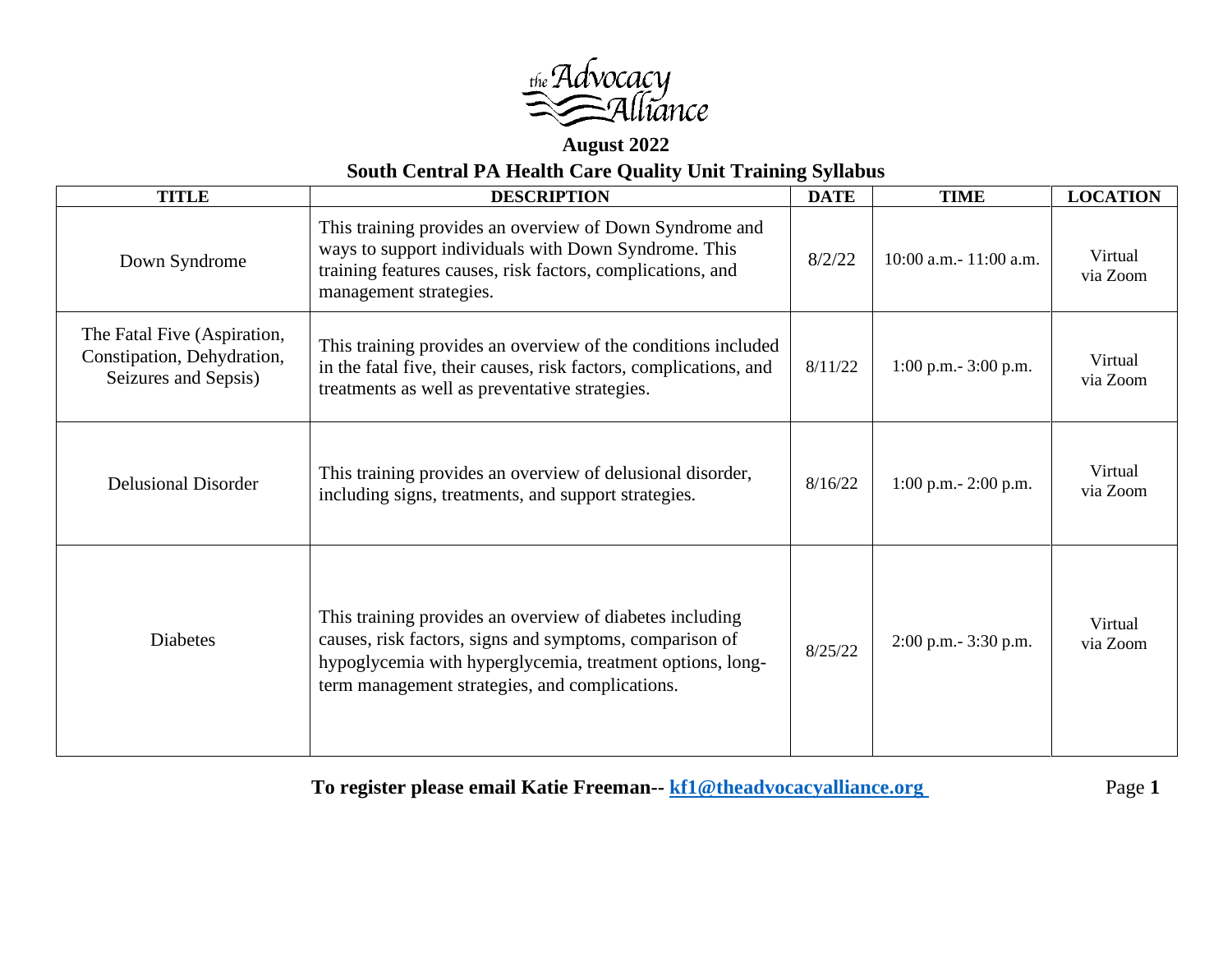the Advocacy Alliance

**August 2022**

**South Central PA Health Care Quality Unit Training Syllabus**

| TITLE | DESCRIPTION | DATE | TIME | LOCATION |
|---|---|---|---|---|
| Down Syndrome | This training provides an overview of Down Syndrome and ways to support individuals with Down Syndrome. This training features causes, risk factors, complications, and management strategies. | 8/2/22 | 10:00 a.m.- 11:00 a.m. | Virtual via Zoom |
| The Fatal Five (Aspiration, Constipation, Dehydration, Seizures and Sepsis) | This training provides an overview of the conditions included in the fatal five, their causes, risk factors, complications, and treatments as well as preventative strategies. | 8/11/22 | 1:00 p.m.- 3:00 p.m. | Virtual via Zoom |
| Delusional Disorder | This training provides an overview of delusional disorder, including signs, treatments, and support strategies. | 8/16/22 | 1:00 p.m.- 2:00 p.m. | Virtual via Zoom |
| Diabetes | This training provides an overview of diabetes including causes, risk factors, signs and symptoms, comparison of hypoglycemia with hyperglycemia, treatment options, long-term management strategies, and complications. | 8/25/22 | 2:00 p.m.- 3:30 p.m. | Virtual via Zoom |

**To register please email Katie Freeman-- kf1@theadvocacyalliance.org**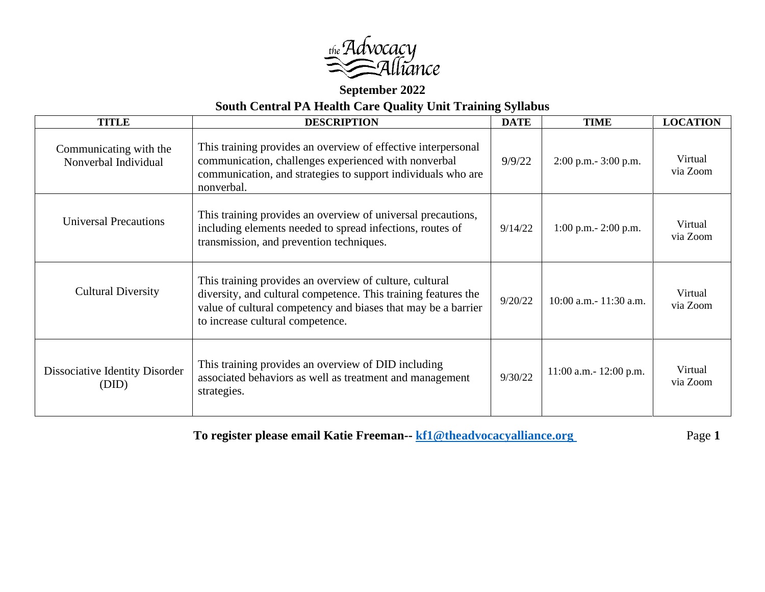the Advocacy Alliance

**September 2022**

**South Central PA Health Care Quality Unit Training Syllabus**

| TITLE | DESCRIPTION | DATE | TIME | LOCATION |
|---|---|---|---|---|
| Communicating with the Nonverbal Individual | This training provides an overview of effective interpersonal communication, challenges experienced with nonverbal communication, and strategies to support individuals who are nonverbal. | 9/9/22 | 2:00 p.m.- 3:00 p.m. | Virtual via Zoom |
| Universal Precautions | This training provides an overview of universal precautions, including elements needed to spread infections, routes of transmission, and prevention techniques. | 9/14/22 | 1:00 p.m.- 2:00 p.m. | Virtual via Zoom |
| Cultural Diversity | This training provides an overview of culture, cultural diversity, and cultural competence. This training features the value of cultural competency and biases that may be a barrier to increase cultural competence. | 9/20/22 | 10:00 a.m.- 11:30 a.m. | Virtual via Zoom |
| Dissociative Identity Disorder (DID) | This training provides an overview of DID including associated behaviors as well as treatment and management strategies. | 9/30/22 | 11:00 a.m.- 12:00 p.m. | Virtual via Zoom |

**To register please email Katie Freeman-- [kf1@theadvocacyalliance.org](mailto:kf1@theadvocacyalliance.org)**